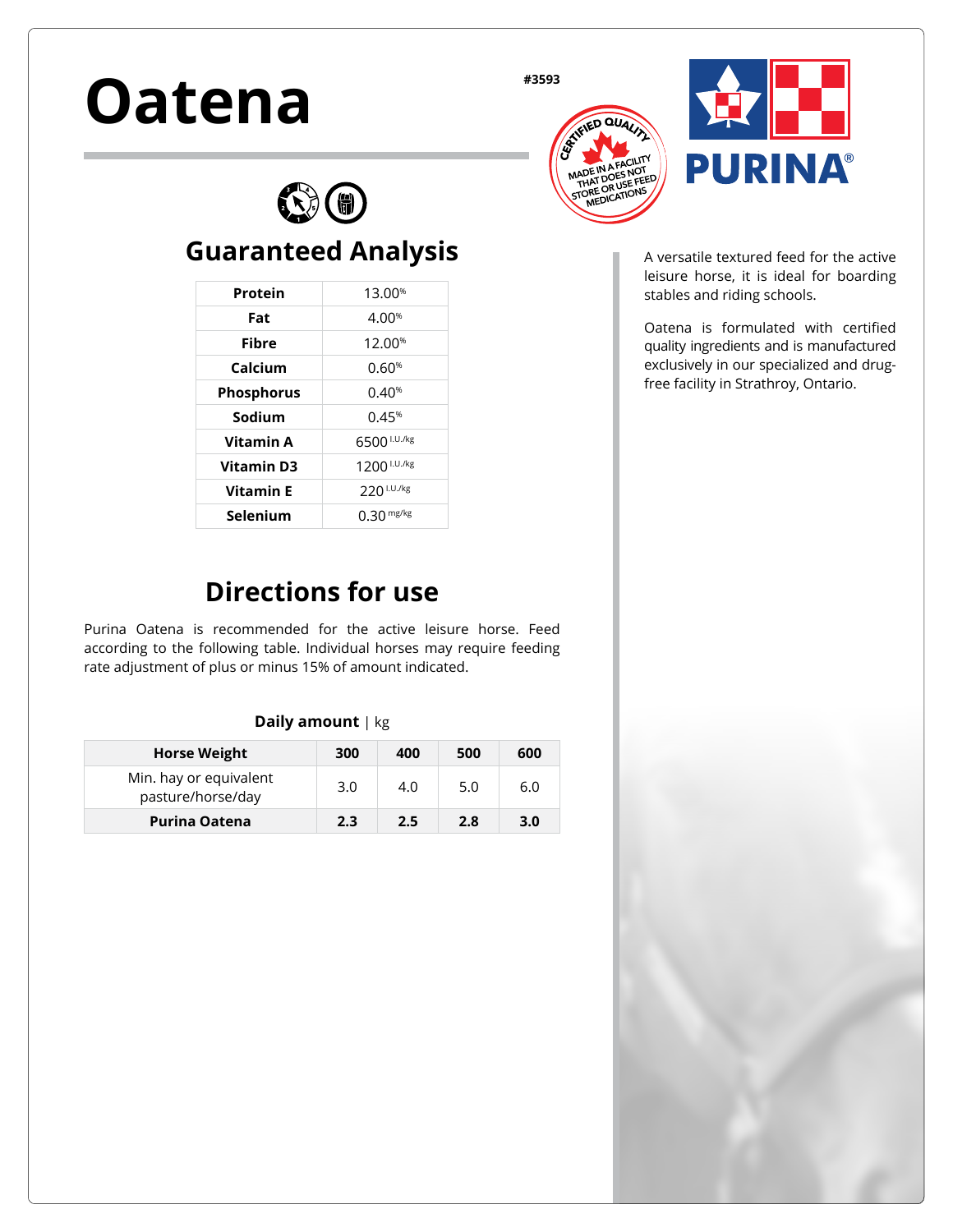# Oatena

#3593

CERTIFIED QUALITY
MADE IN A FACILITY THAT DOES NOT STORE OR USE FEED MEDICATIONS

PURINA®

A versatile textured feed for the active leisure horse, it is ideal for boarding stables and riding schools.

Oatena is formulated with certified quality ingredients and is manufactured exclusively in our specialized and drug-free facility in Strathroy, Ontario.

## Guaranteed Analysis

| | |
|---|---|
| **Protein** | 13.00% |
| **Fat** | 4.00% |
| **Fibre** | 12.00% |
| **Calcium** | 0.60% |
| **Phosphorus** | 0.40% |
| **Sodium** | 0.45% |
| **Vitamin A** | 6500 I.U./kg |
| **Vitamin D3** | 1200 I.U./kg |
| **Vitamin E** | 220 I.U./kg |
| **Selenium** | 0.30 mg/kg |

## Directions for use

Purina Oatena is recommended for the active leisure horse. Feed according to the following table. Individual horses may require feeding rate adjustment of plus or minus 15% of amount indicated.

**Daily amount** | kg

| Horse Weight | 300 | 400 | 500 | 600 |
|---|---|---|---|---|
| Min. hay or equivalent pasture/horse/day | 3.0 | 4.0 | 5.0 | 6.0 |
| **Purina Oatena** | **2.3** | **2.5** | **2.8** | **3.0** |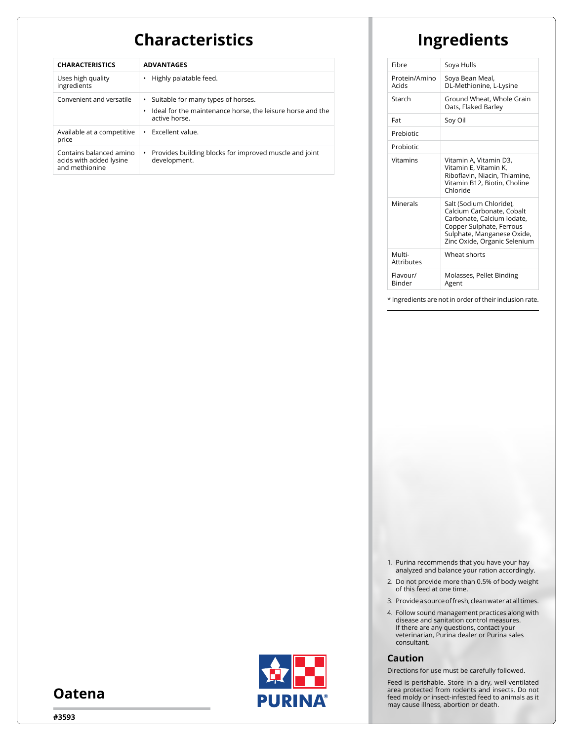# Characteristics

| CHARACTERISTICS | ADVANTAGES |
|---|---|
| Uses high quality ingredients | • Highly palatable feed. |
| Convenient and versatile | • Suitable for many types of horses.<br>• Ideal for the maintenance horse, the leisure horse and the active horse. |
| Available at a competitive price | • Excellent value. |
| Contains balanced amino acids with added lysine and methionine | • Provides building blocks for improved muscle and joint development. |

# Ingredients

| | |
|---|---|
| Fibre | Soya Hulls |
| Protein/Amino Acids | Soya Bean Meal, DL-Methionine, L-Lysine |
| Starch | Ground Wheat, Whole Grain Oats, Flaked Barley |
| Fat | Soy Oil |
| Prebiotic | |
| Probiotic | |
| Vitamins | Vitamin A, Vitamin D3, Vitamin E, Vitamin K, Riboflavin, Niacin, Thiamine, Vitamin B12, Biotin, Choline Chloride |
| Minerals | Salt (Sodium Chloride), Calcium Carbonate, Cobalt Carbonate, Calcium Iodate, Copper Sulphate, Ferrous Sulphate, Manganese Oxide, Zinc Oxide, Organic Selenium |
| Multi-Attributes | Wheat shorts |
| Flavour/ Binder | Molasses, Pellet Binding Agent |

* Ingredients are not in order of their inclusion rate.

1. Purina recommends that you have your hay analyzed and balance your ration accordingly.
2. Do not provide more than 0.5% of body weight of this feed at one time.
3. Provide a source of fresh, clean water at all times.
4. Follow sound management practices along with disease and sanitation control measures. If there are any questions, contact your veterinarian, Purina dealer or Purina sales consultant.

## Caution

Directions for use must be carefully followed.

Feed is perishable. Store in a dry, well-ventilated area protected from rodents and insects. Do not feed moldy or insect-infested feed to animals as it may cause illness, abortion or death.

**Oatena**

PURINA®

**#3593**